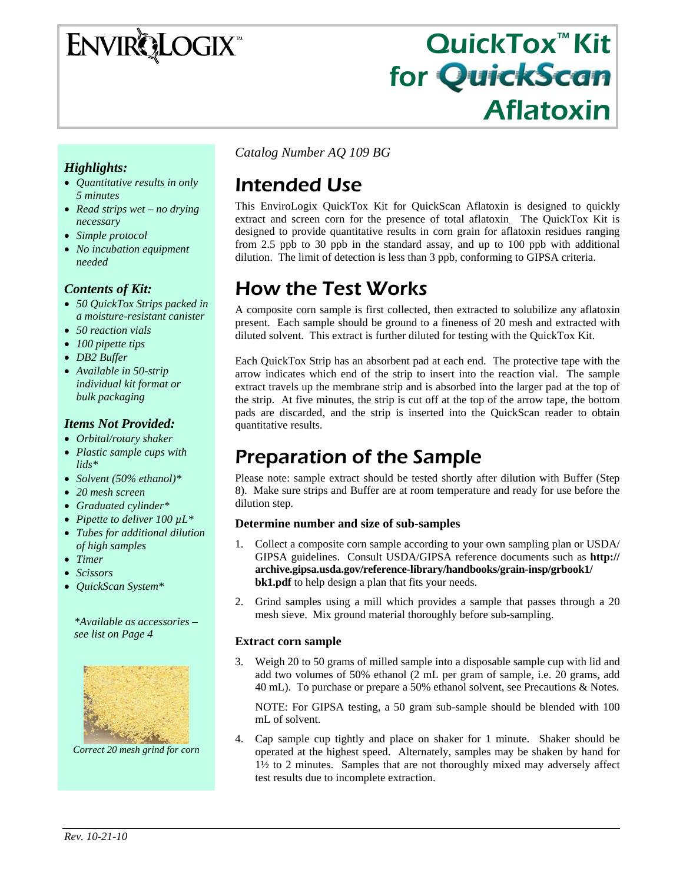# ENVIROLOGIX™

# QuickTox™ Kit for QuickScan Aflatoxin

*Catalog Number AQ 109 BG*

### *Highlights:*

- *Quantitative results in only 5 minutes*
- *Read strips wet – no drying necessary*
- *Simple protocol*
- *No incubation equipment needed*

### *Contents of Kit:*

- *50 QuickTox Strips packed in a moisture-resistant canister*
- *50 reaction vials*
- *100 pipette tips*
- *DB2 Buffer*
- *Available in 50-strip individual kit format or bulk packaging*

### *Items Not Provided:*

- *Orbital/rotary shaker*
- *Plastic sample cups with lids**
- *Solvent (50% ethanol)**
- *20 mesh screen*
- *Graduated cylinder**
- *Pipette to deliver 100 µL**
- *Tubes for additional dilution of high samples*
- *Timer*
- *Scissors*
- *QuickScan System**

*\*Available as accessories – see list on Page 4*

*Correct 20 mesh grind for corn*

## Intended Use

This EnviroLogix QuickTox Kit for QuickScan Aflatoxin is designed to quickly extract and screen corn for the presence of total aflatoxin. The QuickTox Kit is designed to provide quantitative results in corn grain for aflatoxin residues ranging from 2.5 ppb to 30 ppb in the standard assay, and up to 100 ppb with additional dilution. The limit of detection is less than 3 ppb, conforming to GIPSA criteria.

## How the Test Works

A composite corn sample is first collected, then extracted to solubilize any aflatoxin present. Each sample should be ground to a fineness of 20 mesh and extracted with diluted solvent. This extract is further diluted for testing with the QuickTox Kit.

Each QuickTox Strip has an absorbent pad at each end. The protective tape with the arrow indicates which end of the strip to insert into the reaction vial. The sample extract travels up the membrane strip and is absorbed into the larger pad at the top of the strip. At five minutes, the strip is cut off at the top of the arrow tape, the bottom pads are discarded, and the strip is inserted into the QuickScan reader to obtain quantitative results.

## Preparation of the Sample

Please note: sample extract should be tested shortly after dilution with Buffer (Step 8). Make sure strips and Buffer are at room temperature and ready for use before the dilution step.

#### Determine number and size of sub-samples

1. Collect a composite corn sample according to your own sampling plan or USDA/ GIPSA guidelines. Consult USDA/GIPSA reference documents such as **http://archive.gipsa.usda.gov/reference-library/handbooks/grain-insp/grbook1/bk1.pdf** to help design a plan that fits your needs.
2. Grind samples using a mill which provides a sample that passes through a 20 mesh sieve. Mix ground material thoroughly before sub-sampling.

#### Extract corn sample

3. Weigh 20 to 50 grams of milled sample into a disposable sample cup with lid and add two volumes of 50% ethanol (2 mL per gram of sample, i.e. 20 grams, add 40 mL). To purchase or prepare a 50% ethanol solvent, see Precautions & Notes.

   NOTE: For GIPSA testing, a 50 gram sub-sample should be blended with 100 mL of solvent.

4. Cap sample cup tightly and place on shaker for 1 minute. Shaker should be operated at the highest speed. Alternately, samples may be shaken by hand for 1½ to 2 minutes. Samples that are not thoroughly mixed may adversely affect test results due to incomplete extraction.

*Rev. 10-21-10*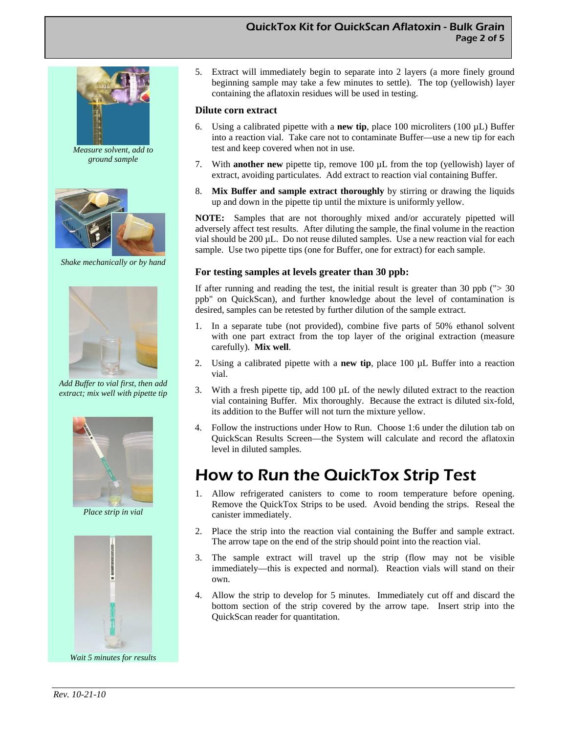*Measure solvent, add to ground sample*

*Shake mechanically or by hand*

*Add Buffer to vial first, then add extract; mix well with pipette tip*

*Place strip in vial*

*Wait 5 minutes for results*

5. Extract will immediately begin to separate into 2 layers (a more finely ground beginning sample may take a few minutes to settle). The top (yellowish) layer containing the aflatoxin residues will be used in testing.

### Dilute corn extract

6. Using a calibrated pipette with a **new tip**, place 100 microliters (100 µL) Buffer into a reaction vial. Take care not to contaminate Buffer—use a new tip for each test and keep covered when not in use.
7. With **another new** pipette tip, remove 100 µL from the top (yellowish) layer of extract, avoiding particulates. Add extract to reaction vial containing Buffer.
8. **Mix Buffer and sample extract thoroughly** by stirring or drawing the liquids up and down in the pipette tip until the mixture is uniformly yellow.

**NOTE:** Samples that are not thoroughly mixed and/or accurately pipetted will adversely affect test results. After diluting the sample, the final volume in the reaction vial should be 200 µL. Do not reuse diluted samples. Use a new reaction vial for each sample. Use two pipette tips (one for Buffer, one for extract) for each sample.

### For testing samples at levels greater than 30 ppb:

If after running and reading the test, the initial result is greater than 30 ppb ("> 30 ppb" on QuickScan), and further knowledge about the level of contamination is desired, samples can be retested by further dilution of the sample extract.

1. In a separate tube (not provided), combine five parts of 50% ethanol solvent with one part extract from the top layer of the original extraction (measure carefully). **Mix well**.
2. Using a calibrated pipette with a **new tip**, place 100 µL Buffer into a reaction vial.
3. With a fresh pipette tip, add 100 µL of the newly diluted extract to the reaction vial containing Buffer. Mix thoroughly. Because the extract is diluted six-fold, its addition to the Buffer will not turn the mixture yellow.
4. Follow the instructions under How to Run. Choose 1:6 under the dilution tab on QuickScan Results Screen—the System will calculate and record the aflatoxin level in diluted samples.

## How to Run the QuickTox Strip Test

1. Allow refrigerated canisters to come to room temperature before opening. Remove the QuickTox Strips to be used. Avoid bending the strips. Reseal the canister immediately.
2. Place the strip into the reaction vial containing the Buffer and sample extract. The arrow tape on the end of the strip should point into the reaction vial.
3. The sample extract will travel up the strip (flow may not be visible immediately—this is expected and normal). Reaction vials will stand on their own.
4. Allow the strip to develop for 5 minutes. Immediately cut off and discard the bottom section of the strip covered by the arrow tape. Insert strip into the QuickScan reader for quantitation.

*Rev. 10-21-10*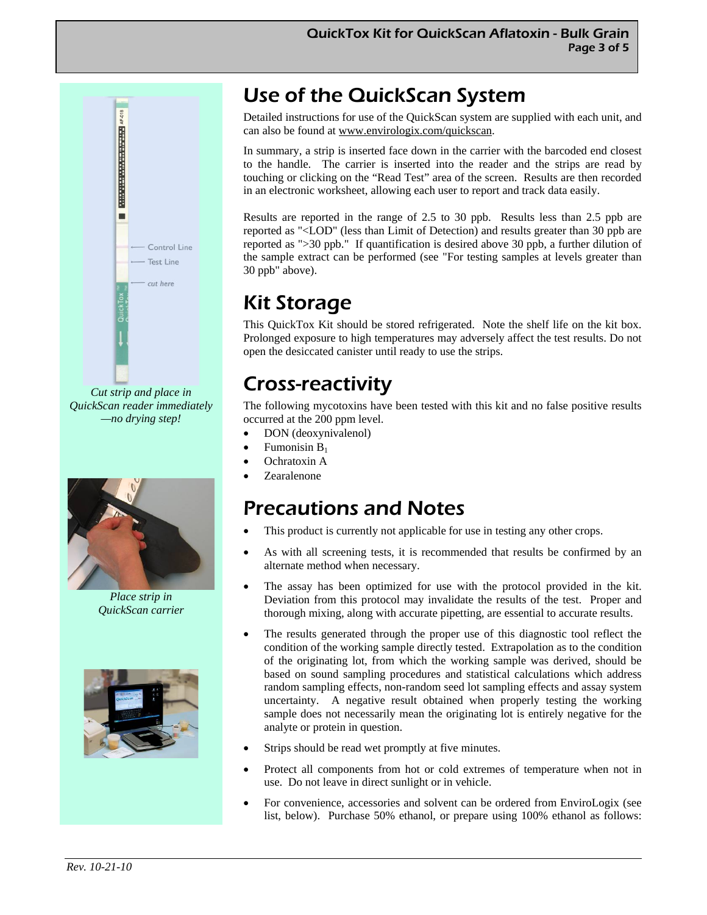*Cut strip and place in QuickScan reader immediately —no drying step!*

*Place strip in QuickScan carrier*

## Use of the QuickScan System

Detailed instructions for use of the QuickScan system are supplied with each unit, and can also be found at www.envirologix.com/quickscan.

In summary, a strip is inserted face down in the carrier with the barcoded end closest to the handle. The carrier is inserted into the reader and the strips are read by touching or clicking on the "Read Test" area of the screen. Results are then recorded in an electronic worksheet, allowing each user to report and track data easily.

Results are reported in the range of 2.5 to 30 ppb. Results less than 2.5 ppb are reported as "<LOD" (less than Limit of Detection) and results greater than 30 ppb are reported as ">30 ppb." If quantification is desired above 30 ppb, a further dilution of the sample extract can be performed (see "For testing samples at levels greater than 30 ppb" above).

## Kit Storage

This QuickTox Kit should be stored refrigerated. Note the shelf life on the kit box. Prolonged exposure to high temperatures may adversely affect the test results. Do not open the desiccated canister until ready to use the strips.

## Cross-reactivity

The following mycotoxins have been tested with this kit and no false positive results occurred at the 200 ppm level.

- DON (deoxynivalenol)
- Fumonisin $B_1$
- Ochratoxin A
- Zearalenone

## Precautions and Notes

- This product is currently not applicable for use in testing any other crops.
- As with all screening tests, it is recommended that results be confirmed by an alternate method when necessary.
- The assay has been optimized for use with the protocol provided in the kit. Deviation from this protocol may invalidate the results of the test. Proper and thorough mixing, along with accurate pipetting, are essential to accurate results.
- The results generated through the proper use of this diagnostic tool reflect the condition of the working sample directly tested. Extrapolation as to the condition of the originating lot, from which the working sample was derived, should be based on sound sampling procedures and statistical calculations which address random sampling effects, non-random seed lot sampling effects and assay system uncertainty. A negative result obtained when properly testing the working sample does not necessarily mean the originating lot is entirely negative for the analyte or protein in question.
- Strips should be read wet promptly at five minutes.
- Protect all components from hot or cold extremes of temperature when not in use. Do not leave in direct sunlight or in vehicle.
- For convenience, accessories and solvent can be ordered from EnviroLogix (see list, below). Purchase 50% ethanol, or prepare using 100% ethanol as follows:

*Rev. 10-21-10*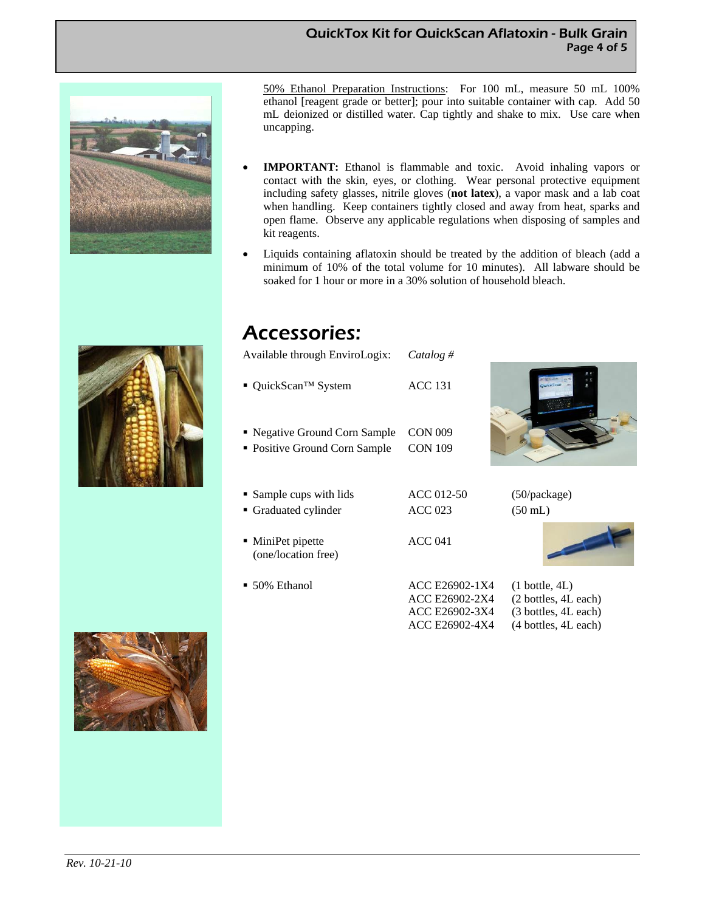<u>50% Ethanol Preparation Instructions</u>: For 100 mL, measure 50 mL 100% ethanol [reagent grade or better]; pour into suitable container with cap. Add 50 mL deionized or distilled water. Cap tightly and shake to mix. Use care when uncapping.

- **IMPORTANT:** Ethanol is flammable and toxic. Avoid inhaling vapors or contact with the skin, eyes, or clothing. Wear personal protective equipment including safety glasses, nitrile gloves (**not latex**), a vapor mask and a lab coat when handling. Keep containers tightly closed and away from heat, sparks and open flame. Observe any applicable regulations when disposing of samples and kit reagents.
- Liquids containing aflatoxin should be treated by the addition of bleach (add a minimum of 10% of the total volume for 10 minutes). All labware should be soaked for 1 hour or more in a 30% solution of household bleach.

## Accessories:

| Available through EnviroLogix: | *Catalog #* | |
|---|---|---|
| ▪ QuickScan™ System | ACC 131 | |
| ▪ Negative Ground Corn Sample | CON 009 | |
| ▪ Positive Ground Corn Sample | CON 109 | |
| ▪ Sample cups with lids | ACC 012-50 | (50/package) |
| ▪ Graduated cylinder | ACC 023 | (50 mL) |
| ▪ MiniPet pipette (one/location free) | ACC 041 | |
| ▪ 50% Ethanol | ACC E26902-1X4 | (1 bottle, 4L) |
| | ACC E26902-2X4 | (2 bottles, 4L each) |
| | ACC E26902-3X4 | (3 bottles, 4L each) |
| | ACC E26902-4X4 | (4 bottles, 4L each) |

*Rev. 10-21-10*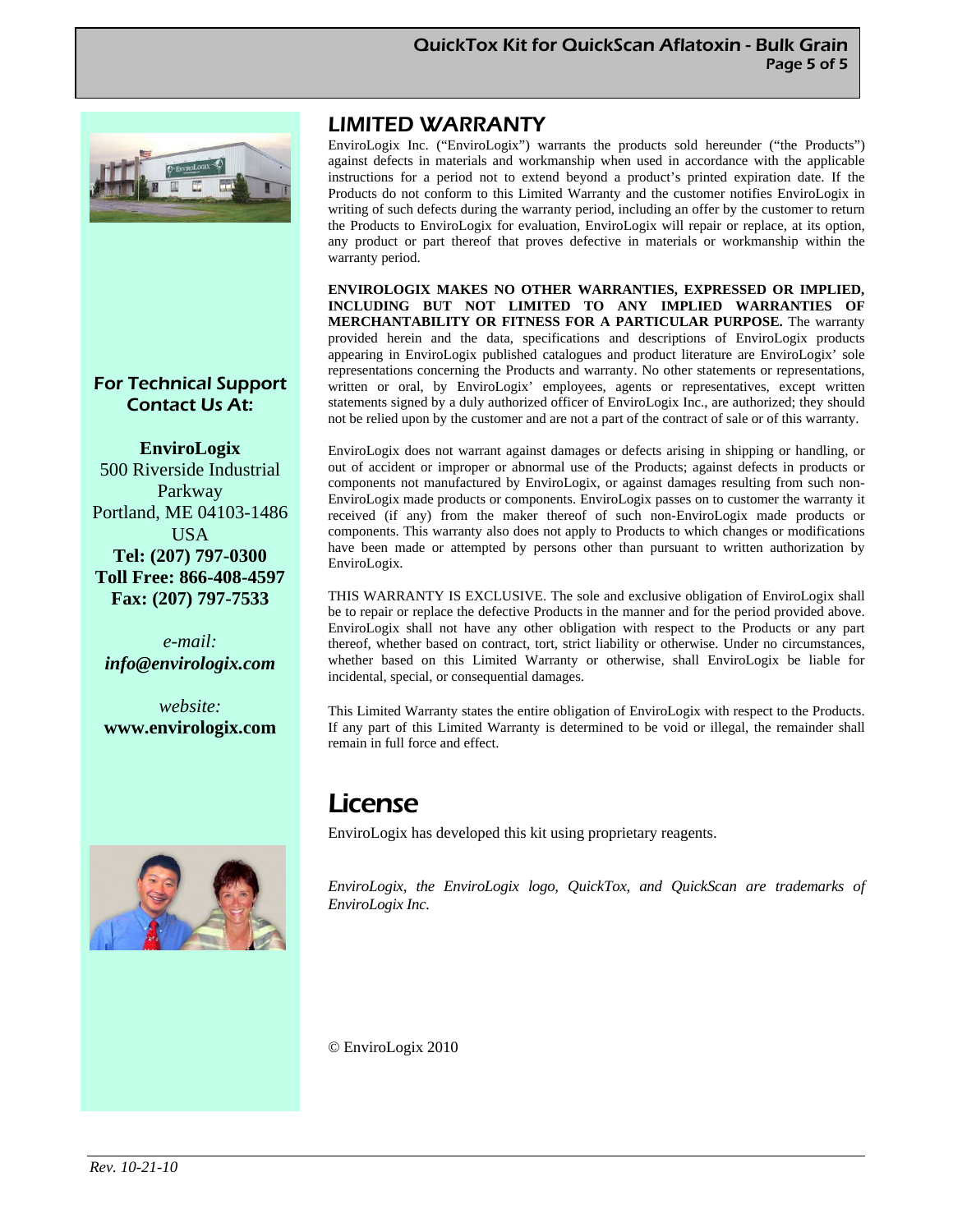## LIMITED WARRANTY

EnviroLogix Inc. ("EnviroLogix") warrants the products sold hereunder ("the Products") against defects in materials and workmanship when used in accordance with the applicable instructions for a period not to extend beyond a product's printed expiration date. If the Products do not conform to this Limited Warranty and the customer notifies EnviroLogix in writing of such defects during the warranty period, including an offer by the customer to return the Products to EnviroLogix for evaluation, EnviroLogix will repair or replace, at its option, any product or part thereof that proves defective in materials or workmanship within the warranty period.

**ENVIROLOGIX MAKES NO OTHER WARRANTIES, EXPRESSED OR IMPLIED, INCLUDING BUT NOT LIMITED TO ANY IMPLIED WARRANTIES OF MERCHANTABILITY OR FITNESS FOR A PARTICULAR PURPOSE.** The warranty provided herein and the data, specifications and descriptions of EnviroLogix products appearing in EnviroLogix published catalogues and product literature are EnviroLogix' sole representations concerning the Products and warranty. No other statements or representations, written or oral, by EnviroLogix' employees, agents or representatives, except written statements signed by a duly authorized officer of EnviroLogix Inc., are authorized; they should not be relied upon by the customer and are not a part of the contract of sale or of this warranty.

EnviroLogix does not warrant against damages or defects arising in shipping or handling, or out of accident or improper or abnormal use of the Products; against defects in products or components not manufactured by EnviroLogix, or against damages resulting from such non-EnviroLogix made products or components. EnviroLogix passes on to customer the warranty it received (if any) from the maker thereof of such non-EnviroLogix made products or components. This warranty also does not apply to Products to which changes or modifications have been made or attempted by persons other than pursuant to written authorization by EnviroLogix.

THIS WARRANTY IS EXCLUSIVE. The sole and exclusive obligation of EnviroLogix shall be to repair or replace the defective Products in the manner and for the period provided above. EnviroLogix shall not have any other obligation with respect to the Products or any part thereof, whether based on contract, tort, strict liability or otherwise. Under no circumstances, whether based on this Limited Warranty or otherwise, shall EnviroLogix be liable for incidental, special, or consequential damages.

This Limited Warranty states the entire obligation of EnviroLogix with respect to the Products. If any part of this Limited Warranty is determined to be void or illegal, the remainder shall remain in full force and effect.

## License

EnviroLogix has developed this kit using proprietary reagents.

*EnviroLogix, the EnviroLogix logo, QuickTox, and QuickScan are trademarks of EnviroLogix Inc.*

© EnviroLogix 2010

### For Technical Support Contact Us At:

**EnviroLogix**
500 Riverside Industrial Parkway
Portland, ME 04103-1486
USA
**Tel: (207) 797-0300**
**Toll Free: 866-408-4597**
**Fax: (207) 797-7533**

*e-mail:*
***info@envirologix.com***

*website:*
**www.envirologix.com**

*Rev. 10-21-10*